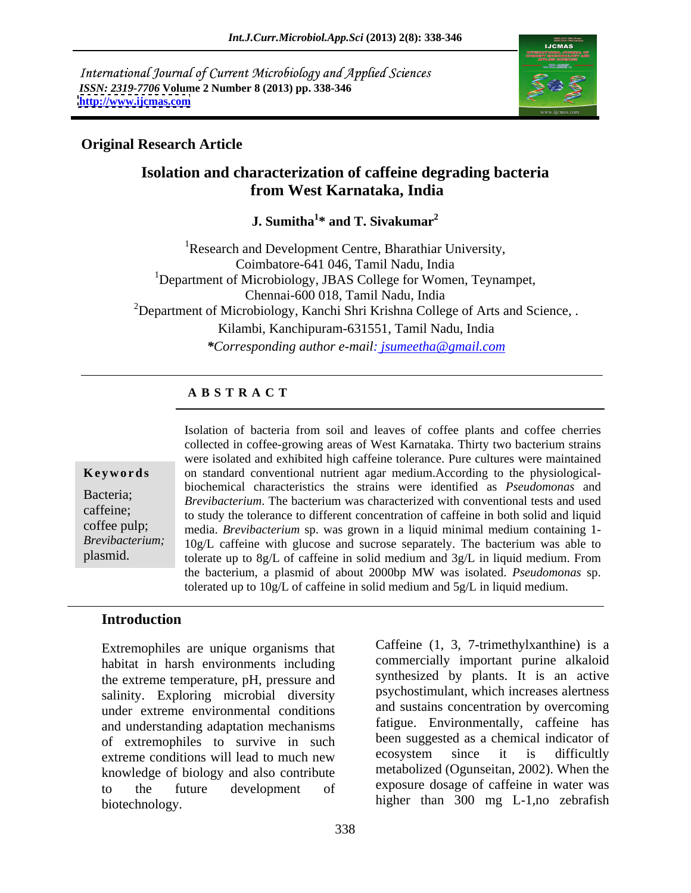International Journal of Current Microbiology and Applied Sciences
*ISSN: 2319-7706* **Volume 2 Number 8 (2013) pp. 338-346**
**http://www.ijcmas.com**

**Original Research Article**

# Isolation and characterization of caffeine degrading bacteria from West Karnataka, India

**J. Sumitha[1]* and T. Sivakumar[2]**

[1]Research and Development Centre, Bharathiar University, Coimbatore-641 046, Tamil Nadu, India

[1]Department of Microbiology, JBAS College for Women, Teynampet, Chennai-600 018, Tamil Nadu, India

[2]Department of Microbiology, Kanchi Shri Krishna College of Arts and Science, . Kilambi, Kanchipuram-631551, Tamil Nadu, India

**Corresponding author e-mail: jsumeetha@gmail.com*

## A B S T R A C T

**Keywords**

Bacteria; caffeine; coffee pulp; *Brevibacterium;* plasmid.

Isolation of bacteria from soil and leaves of coffee plants and coffee cherries collected in coffee-growing areas of West Karnataka. Thirty two bacterium strains were isolated and exhibited high caffeine tolerance. Pure cultures were maintained on standard conventional nutrient agar medium.According to the physiological-biochemical characteristics the strains were identified as *Pseudomonas* and *Brevibacterium*. The bacterium was characterized with conventional tests and used to study the tolerance to different concentration of caffeine in both solid and liquid media. *Brevibacterium* sp. was grown in a liquid minimal medium containing 1-10g/L caffeine with glucose and sucrose separately. The bacterium was able to tolerate up to 8g/L of caffeine in solid medium and 3g/L in liquid medium. From the bacterium, a plasmid of about 2000bp MW was isolated. *Pseudomonas* sp. tolerated up to 10g/L of caffeine in solid medium and 5g/L in liquid medium.

## Introduction

Extremophiles are unique organisms that habitat in harsh environments including the extreme temperature, pH, pressure and salinity. Exploring microbial diversity under extreme environmental conditions and understanding adaptation mechanisms of extremophiles to survive in such extreme conditions will lead to much new knowledge of biology and also contribute to the future development of biotechnology.

Caffeine (1, 3, 7-trimethylxanthine) is a commercially important purine alkaloid synthesized by plants. It is an active psychostimulant, which increases alertness and sustains concentration by overcoming fatigue. Environmentally, caffeine has been suggested as a chemical indicator of ecosystem since it is difficultly metabolized (Ogunseitan, 2002). When the exposure dosage of caffeine in water was higher than 300 mg L-1,no zebrafish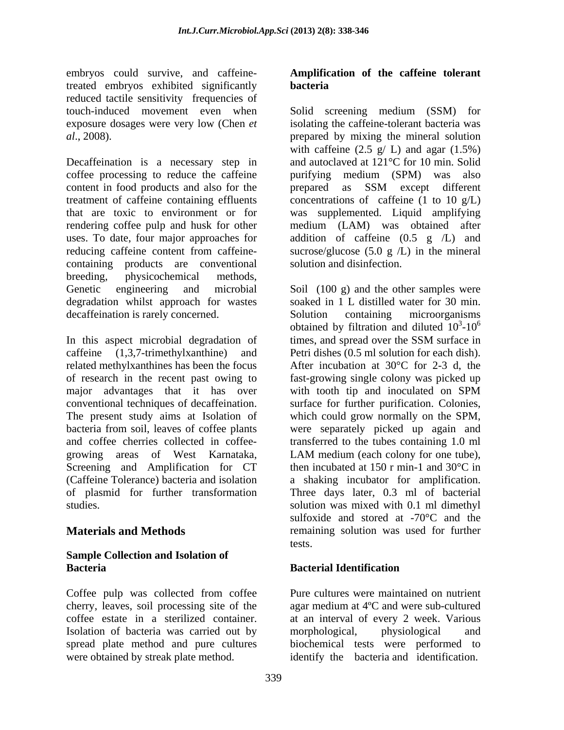embryos could survive, and caffeine-treated embryos exhibited significantly reduced tactile sensitivity frequencies of touch-induced movement even when exposure dosages were very low (Chen *et al*., 2008).

Decaffeination is a necessary step in coffee processing to reduce the caffeine content in food products and also for the treatment of caffeine containing effluents that are toxic to environment or for rendering coffee pulp and husk for other uses. To date, four major approaches for reducing caffeine content from caffeine-containing products are conventional breeding, physicochemical methods, Genetic engineering and microbial degradation whilst approach for wastes decaffeination is rarely concerned.

In this aspect microbial degradation of caffeine (1,3,7-trimethylxanthine) and related methylxanthines has been the focus of research in the recent past owing to major advantages that it has over conventional techniques of decaffeination. The present study aims at Isolation of bacteria from soil, leaves of coffee plants and coffee cherries collected in coffee-growing areas of West Karnataka, Screening and Amplification for CT (Caffeine Tolerance) bacteria and isolation of plasmid for further transformation studies.

## Materials and Methods

### Sample Collection and Isolation of Bacteria

Coffee pulp was collected from coffee cherry, leaves, soil processing site of the coffee estate in a sterilized container. Isolation of bacteria was carried out by spread plate method and pure cultures were obtained by streak plate method.

### Amplification of the caffeine tolerant bacteria

Solid screening medium (SSM) for isolating the caffeine-tolerant bacteria was prepared by mixing the mineral solution with caffeine (2.5 g/ L) and agar (1.5%) and autoclaved at 121°C for 10 min. Solid purifying medium (SPM) was also prepared as SSM except different concentrations of caffeine (1 to 10 g/L) was supplemented. Liquid amplifying medium (LAM) was obtained after addition of caffeine (0.5 g /L) and sucrose/glucose (5.0 g /L) in the mineral solution and disinfection.

Soil (100 g) and the other samples were soaked in 1 L distilled water for 30 min. Solution containing microorganisms obtained by filtration and diluted $10^3$-$10^6$ times, and spread over the SSM surface in Petri dishes (0.5 ml solution for each dish). After incubation at 30°C for 2-3 d, the fast-growing single colony was picked up with tooth tip and inoculated on SPM surface for further purification. Colonies, which could grow normally on the SPM, were separately picked up again and transferred to the tubes containing 1.0 ml LAM medium (each colony for one tube), then incubated at 150 r min-1 and 30°C in a shaking incubator for amplification. Three days later, 0.3 ml of bacterial solution was mixed with 0.1 ml dimethyl sulfoxide and stored at -70°C and the remaining solution was used for further tests.

### Bacterial Identification

Pure cultures were maintained on nutrient agar medium at 4ºC and were sub-cultured at an interval of every 2 week. Various morphological, physiological and biochemical tests were performed to identify the bacteria and identification.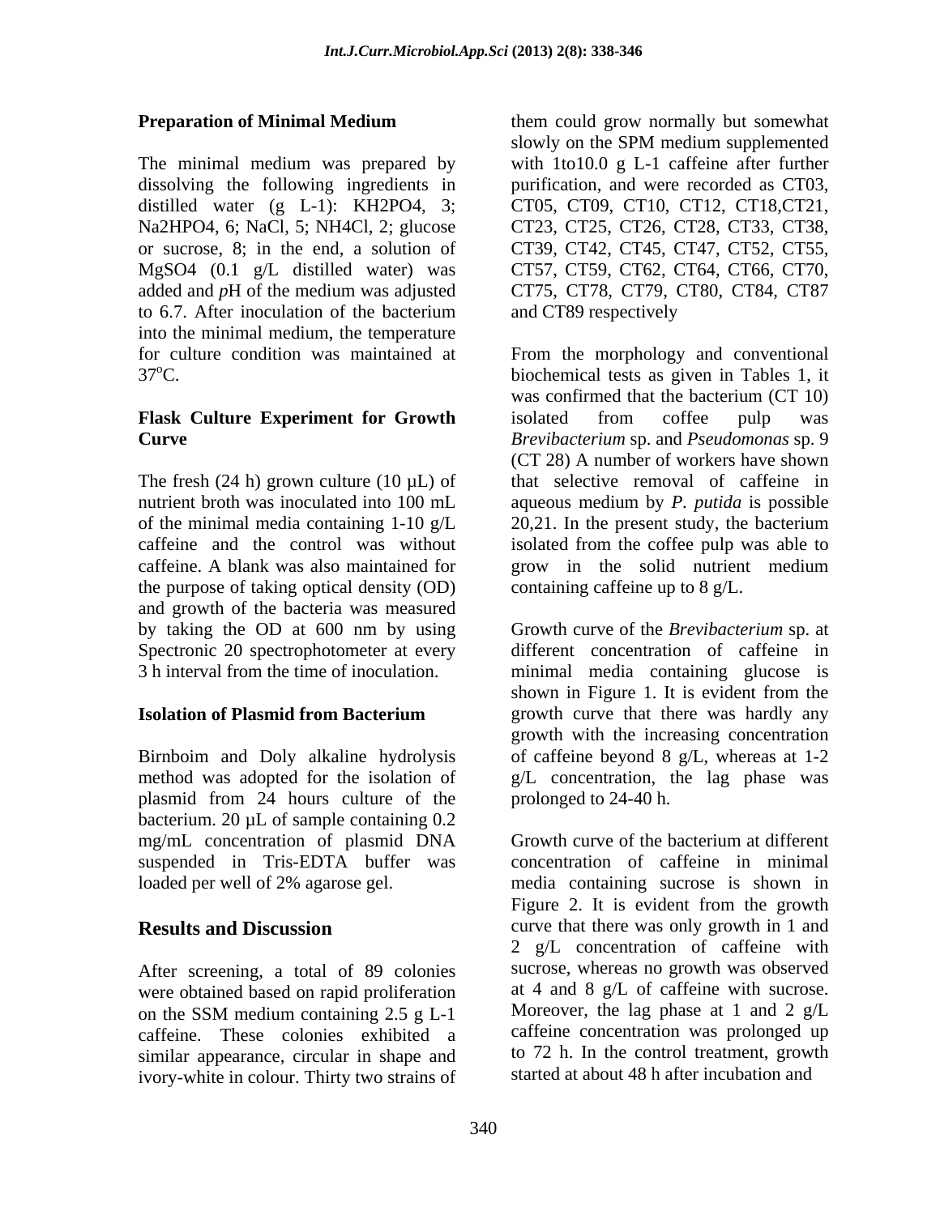## Preparation of Minimal Medium

The minimal medium was prepared by dissolving the following ingredients in distilled water (g L-1): $KH_2PO_4$, 3; $Na_2HPO_4$, 6; NaCl, 5; $NH_4Cl$, 2; glucose or sucrose, 8; in the end, a solution of $MgSO_4$ (0.1 g/L distilled water) was added and *p*H of the medium was adjusted to 6.7. After inoculation of the bacterium into the minimal medium, the temperature for culture condition was maintained at 37$^{o}$C.

## Flask Culture Experiment for Growth Curve

The fresh (24 h) grown culture (10 µL) of nutrient broth was inoculated into 100 mL of the minimal media containing 1-10 g/L caffeine and the control was without caffeine. A blank was also maintained for the purpose of taking optical density (OD) and growth of the bacteria was measured by taking the OD at 600 nm by using Spectronic 20 spectrophotometer at every 3 h interval from the time of inoculation.

## Isolation of Plasmid from Bacterium

Birnboim and Doly alkaline hydrolysis method was adopted for the isolation of plasmid from 24 hours culture of the bacterium. 20 µL of sample containing 0.2 mg/mL concentration of plasmid DNA suspended in Tris-EDTA buffer was loaded per well of 2% agarose gel.

## Results and Discussion

After screening, a total of 89 colonies were obtained based on rapid proliferation on the SSM medium containing 2.5 g L-1 caffeine. These colonies exhibited a similar appearance, circular in shape and ivory-white in colour. Thirty two strains of them could grow normally but somewhat slowly on the SPM medium supplemented with 1to10.0 g L-1 caffeine after further purification, and were recorded as CT03, CT05, CT09, CT10, CT12, CT18,CT21, CT23, CT25, CT26, CT28, CT33, CT38, CT39, CT42, CT45, CT47, CT52, CT55, CT57, CT59, CT62, CT64, CT66, CT70, CT75, CT78, CT79, CT80, CT84, CT87 and CT89 respectively

From the morphology and conventional biochemical tests as given in Tables 1, it was confirmed that the bacterium (CT 10) isolated from coffee pulp was *Brevibacterium* sp. and *Pseudomonas* sp. 9 (CT 28) A number of workers have shown that selective removal of caffeine in aqueous medium by *P. putida* is possible 20,21. In the present study, the bacterium isolated from the coffee pulp was able to grow in the solid nutrient medium containing caffeine up to 8 g/L.

Growth curve of the *Brevibacterium* sp. at different concentration of caffeine in minimal media containing glucose is shown in Figure 1. It is evident from the growth curve that there was hardly any growth with the increasing concentration of caffeine beyond 8 g/L, whereas at 1-2 g/L concentration, the lag phase was prolonged to 24-40 h.

Growth curve of the bacterium at different concentration of caffeine in minimal media containing sucrose is shown in Figure 2. It is evident from the growth curve that there was only growth in 1 and 2 g/L concentration of caffeine with sucrose, whereas no growth was observed at 4 and 8 g/L of caffeine with sucrose. Moreover, the lag phase at 1 and 2 g/L caffeine concentration was prolonged up to 72 h. In the control treatment, growth started at about 48 h after incubation and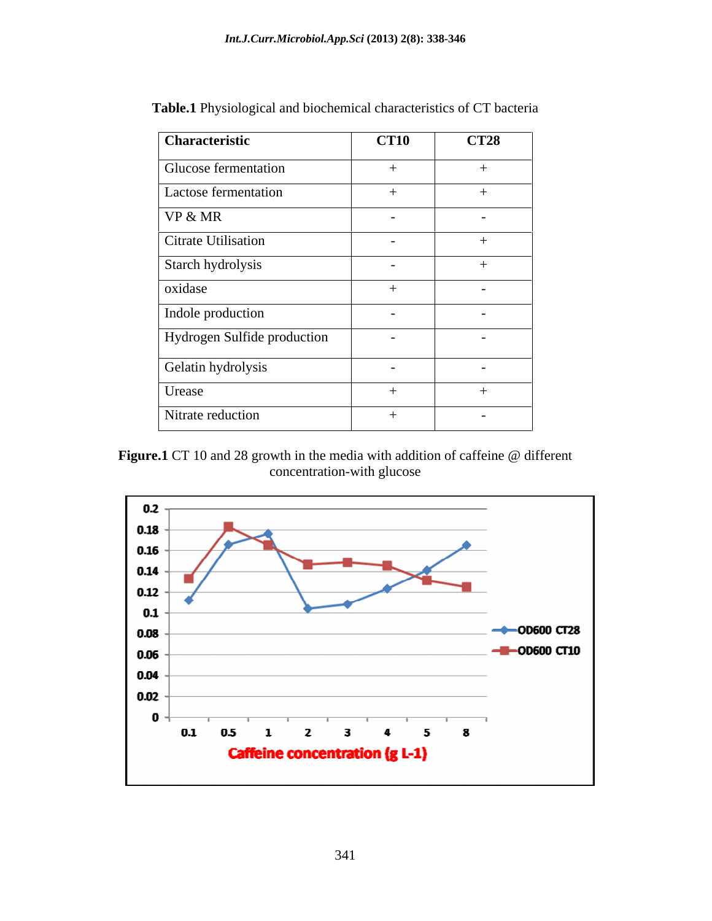**Table.1** Physiological and biochemical characteristics of CT bacteria

| Characteristic | CT10 | CT28 |
|---|---|---|
| Glucose fermentation | + | + |
| Lactose fermentation | + | + |
| VP & MR | - | - |
| Citrate Utilisation | - | + |
| Starch hydrolysis | - | + |
| oxidase | + | - |
| Indole production | - | - |
| Hydrogen Sulfide production | - | - |
| Gelatin hydrolysis | - | - |
| Urease | + | + |
| Nitrate reduction | + | - |

**Figure.1** CT 10 and 28 growth in the media with addition of caffeine @ different concentration-with glucose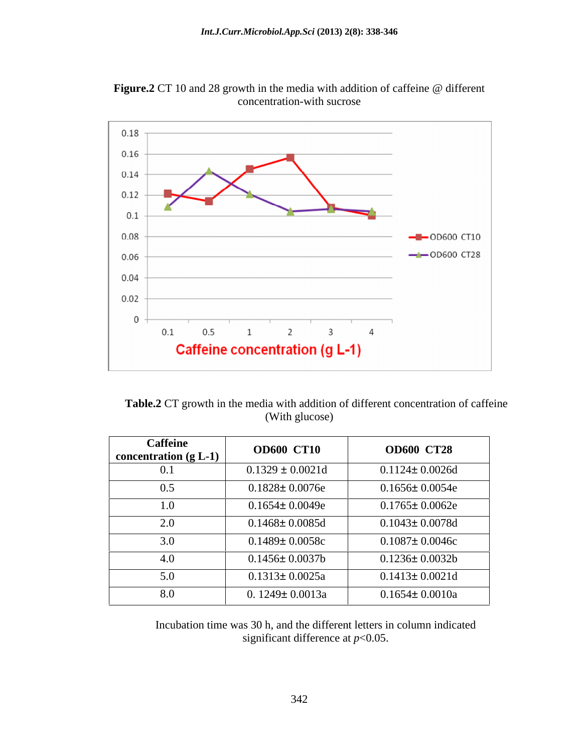**Figure.2** CT 10 and 28 growth in the media with addition of caffeine @ different concentration-with sucrose

**Table.2** CT growth in the media with addition of different concentration of caffeine (With glucose)

| Caffeine concentration (g L-1) | OD600 CT10 | OD600 CT28 |
|---|---|---|
| 0.1 | 0.1329 ± 0.0021d | 0.1124± 0.0026d |
| 0.5 | 0.1828± 0.0076e | 0.1656± 0.0054e |
| 1.0 | 0.1654± 0.0049e | 0.1765± 0.0062e |
| 2.0 | 0.1468± 0.0085d | 0.1043± 0.0078d |
| 3.0 | 0.1489± 0.0058c | 0.1087± 0.0046c |
| 4.0 | 0.1456± 0.0037b | 0.1236± 0.0032b |
| 5.0 | 0.1313± 0.0025a | 0.1413± 0.0021d |
| 8.0 | 0. 1249± 0.0013a | 0.1654± 0.0010a |

Incubation time was 30 h, and the different letters in column indicated significant difference at $p<0.05$.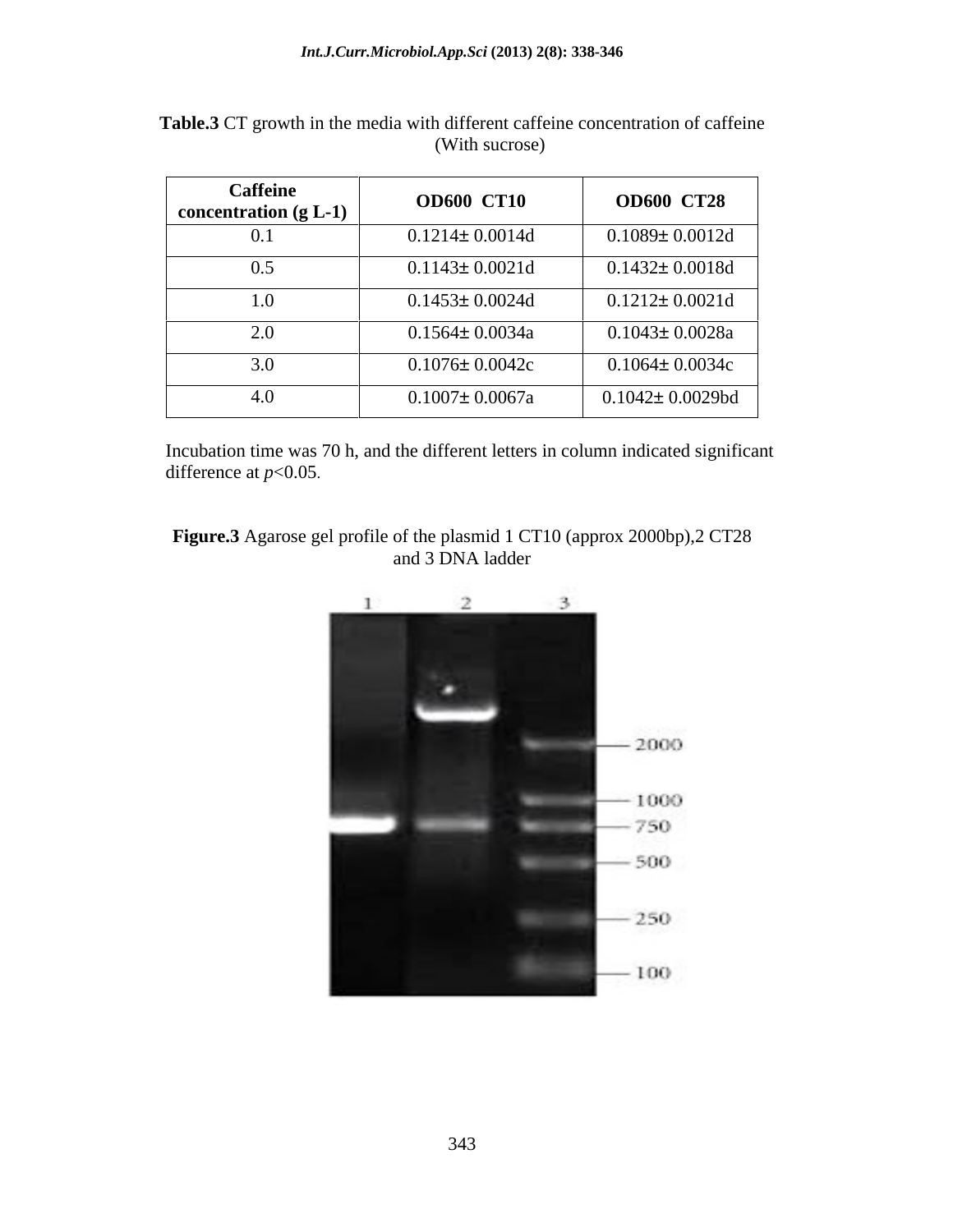**Table.3** CT growth in the media with different caffeine concentration of caffeine (With sucrose)

| Caffeine concentration (g L-1) | OD600 CT10 | OD600 CT28 |
|---|---|---|
| 0.1 | 0.1214± 0.0014d | 0.1089± 0.0012d |
| 0.5 | 0.1143± 0.0021d | 0.1432± 0.0018d |
| 1.0 | 0.1453± 0.0024d | 0.1212± 0.0021d |
| 2.0 | 0.1564± 0.0034a | 0.1043± 0.0028a |
| 3.0 | 0.1076± 0.0042c | 0.1064± 0.0034c |
| 4.0 | 0.1007± 0.0067a | 0.1042± 0.0029bd |

Incubation time was 70 h, and the different letters in column indicated significant difference at $p<0.05$.

**Figure.3** Agarose gel profile of the plasmid 1 CT10 (approx 2000bp),2 CT28 and 3 DNA ladder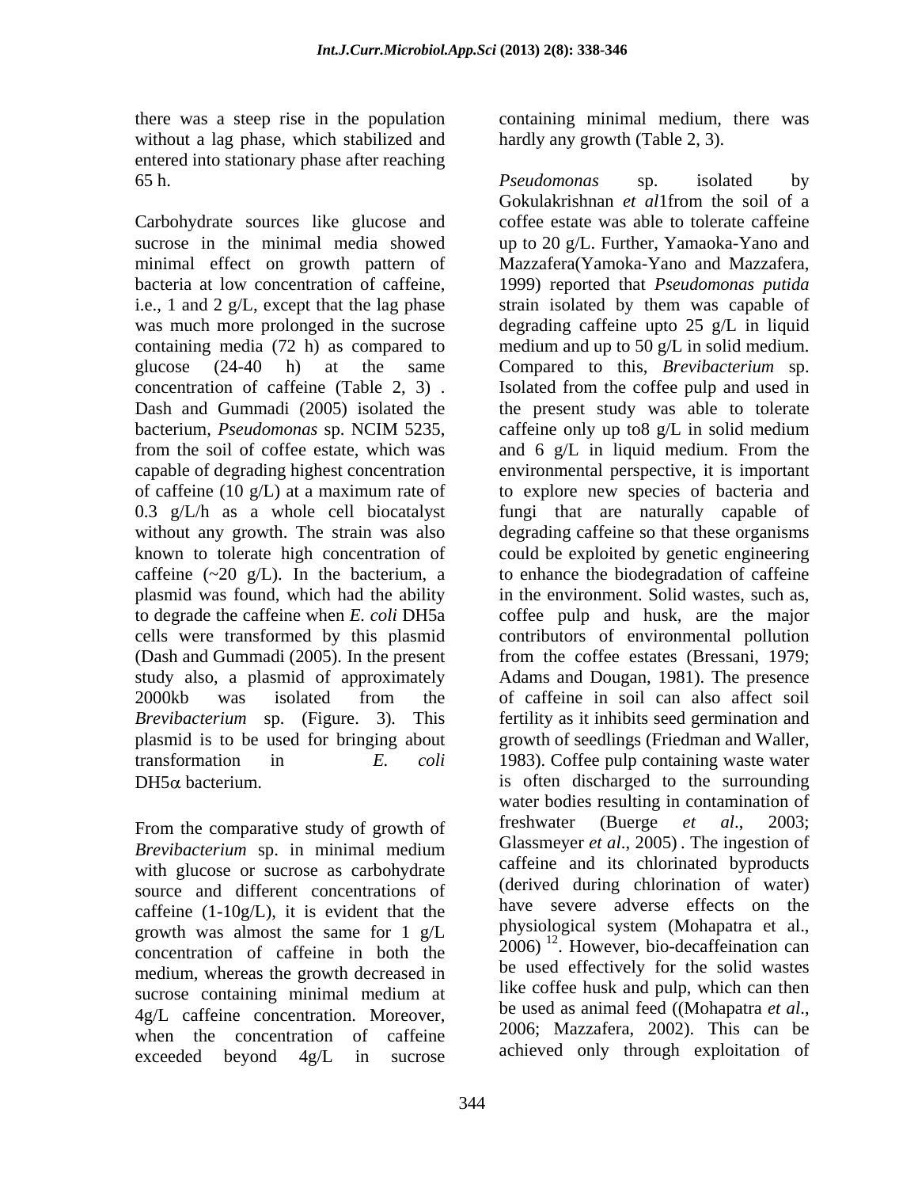there was a steep rise in the population without a lag phase, which stabilized and entered into stationary phase after reaching 65 h.

Carbohydrate sources like glucose and sucrose in the minimal media showed minimal effect on growth pattern of bacteria at low concentration of caffeine, i.e., 1 and 2 g/L, except that the lag phase was much more prolonged in the sucrose containing media (72 h) as compared to glucose (24-40 h) at the same concentration of caffeine (Table 2, 3) . Dash and Gummadi (2005) isolated the bacterium, *Pseudomonas* sp. NCIM 5235, from the soil of coffee estate, which was capable of degrading highest concentration of caffeine (10 g/L) at a maximum rate of 0.3 g/L/h as a whole cell biocatalyst without any growth. The strain was also known to tolerate high concentration of caffeine (~20 g/L). In the bacterium, a plasmid was found, which had the ability to degrade the caffeine when *E. coli* DH5a cells were transformed by this plasmid (Dash and Gummadi (2005). In the present study also, a plasmid of approximately 2000kb was isolated from the *Brevibacterium* sp. (Figure. 3). This plasmid is to be used for bringing about transformation in *E. coli* DH5$\alpha$ bacterium.

From the comparative study of growth of *Brevibacterium* sp. in minimal medium with glucose or sucrose as carbohydrate source and different concentrations of caffeine (1-10g/L), it is evident that the growth was almost the same for 1 g/L concentration of caffeine in both the medium, whereas the growth decreased in sucrose containing minimal medium at 4g/L caffeine concentration. Moreover, when the concentration of caffeine exceeded beyond 4g/L in sucrose containing minimal medium, there was hardly any growth (Table 2, 3).

*Pseudomonas* sp. isolated by Gokulakrishnan *et al*1from the soil of a coffee estate was able to tolerate caffeine up to 20 g/L. Further, Yamaoka-Yano and Mazzafera(Yamoka-Yano and Mazzafera, 1999) reported that *Pseudomonas putida* strain isolated by them was capable of degrading caffeine upto 25 g/L in liquid medium and up to 50 g/L in solid medium. Compared to this, *Brevibacterium* sp. Isolated from the coffee pulp and used in the present study was able to tolerate caffeine only up to8 g/L in solid medium and 6 g/L in liquid medium. From the environmental perspective, it is important to explore new species of bacteria and fungi that are naturally capable of degrading caffeine so that these organisms could be exploited by genetic engineering to enhance the biodegradation of caffeine in the environment. Solid wastes, such as, coffee pulp and husk, are the major contributors of environmental pollution from the coffee estates (Bressani, 1979; Adams and Dougan, 1981). The presence of caffeine in soil can also affect soil fertility as it inhibits seed germination and growth of seedlings (Friedman and Waller, 1983). Coffee pulp containing waste water is often discharged to the surrounding water bodies resulting in contamination of freshwater (Buerge *et al*., 2003; Glassmeyer *et al*., 2005) . The ingestion of caffeine and its chlorinated byproducts (derived during chlorination of water) have severe adverse effects on the physiological system (Mohapatra et al., 2006) [12]. However, bio-decaffeination can be used effectively for the solid wastes like coffee husk and pulp, which can then be used as animal feed ((Mohapatra *et al*., 2006; Mazzafera, 2002). This can be achieved only through exploitation of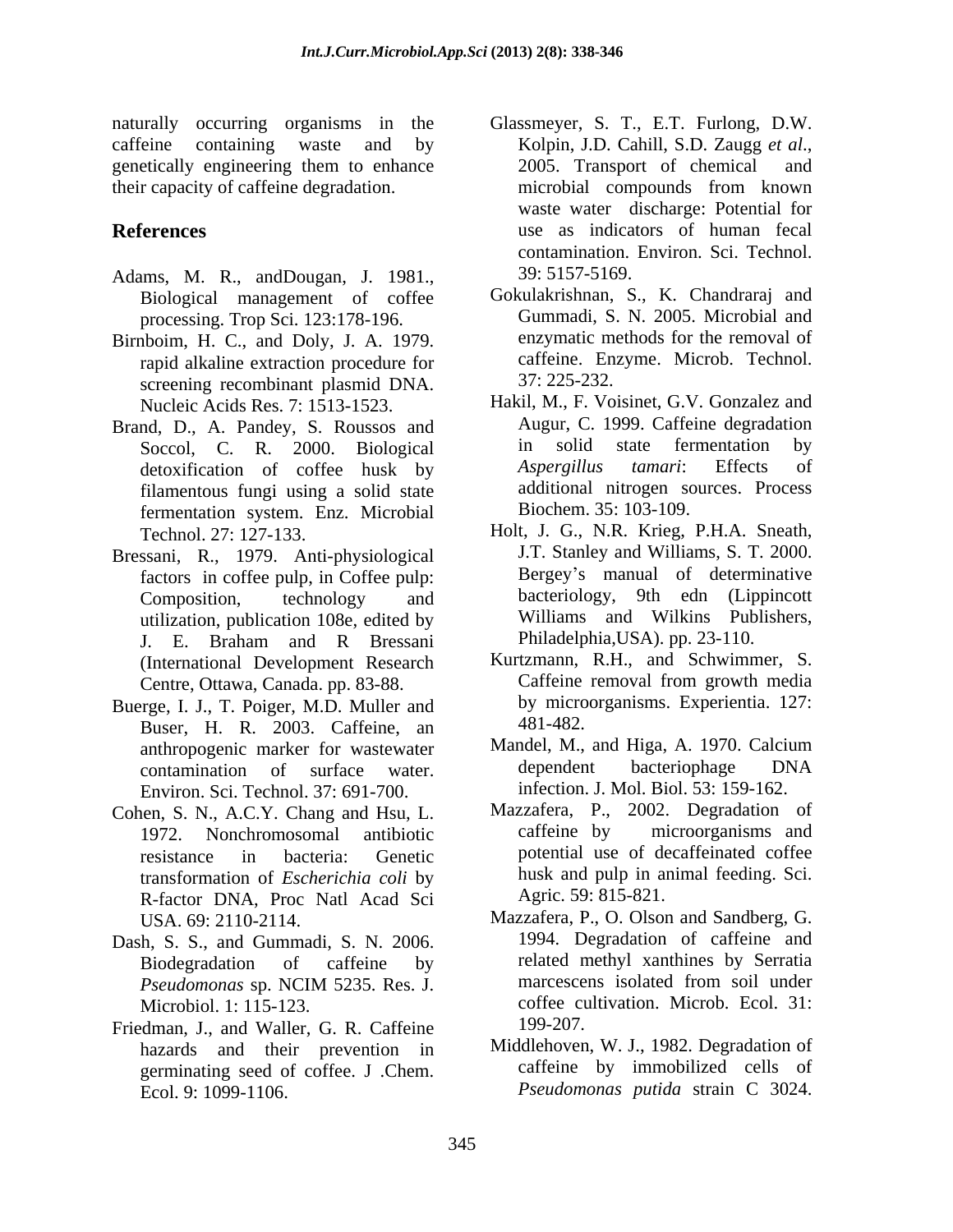naturally occurring organisms in the caffeine containing waste and by genetically engineering them to enhance their capacity of caffeine degradation.

## References

Adams, M. R., andDougan, J. 1981., Biological management of coffee processing. Trop Sci. 123:178-196.

Birnboim, H. C., and Doly, J. A. 1979. rapid alkaline extraction procedure for screening recombinant plasmid DNA. Nucleic Acids Res. 7: 1513-1523.

Brand, D., A. Pandey, S. Roussos and Soccol, C. R. 2000. Biological detoxification of coffee husk by filamentous fungi using a solid state fermentation system. Enz. Microbial Technol. 27: 127-133.

Bressani, R., 1979. Anti-physiological factors in coffee pulp, in Coffee pulp: Composition, technology and utilization, publication 108e, edited by J. E. Braham and R Bressani (International Development Research Centre, Ottawa, Canada. pp. 83-88.

Buerge, I. J., T. Poiger, M.D. Muller and Buser, H. R. 2003. Caffeine, an anthropogenic marker for wastewater contamination of surface water. Environ. Sci. Technol. 37: 691-700.

Cohen, S. N., A.C.Y. Chang and Hsu, L. 1972. Nonchromosomal antibiotic resistance in bacteria: Genetic transformation of *Escherichia coli* by R-factor DNA, Proc Natl Acad Sci USA. 69: 2110-2114.

Dash, S. S., and Gummadi, S. N. 2006. Biodegradation of caffeine by *Pseudomonas* sp. NCIM 5235. Res. J. Microbiol. 1: 115-123.

Friedman, J., and Waller, G. R. Caffeine hazards and their prevention in germinating seed of coffee. J .Chem. Ecol. 9: 1099-1106.

Glassmeyer, S. T., E.T. Furlong, D.W. Kolpin, J.D. Cahill, S.D. Zaugg *et al*., 2005. Transport of chemical and microbial compounds from known waste water discharge: Potential for use as indicators of human fecal contamination. Environ. Sci. Technol. 39: 5157-5169.

Gokulakrishnan, S., K. Chandraraj and Gummadi, S. N. 2005. Microbial and enzymatic methods for the removal of caffeine. Enzyme. Microb. Technol. 37: 225-232.

Hakil, M., F. Voisinet, G.V. Gonzalez and Augur, C. 1999. Caffeine degradation in solid state fermentation by *Aspergillus tamari*: Effects of additional nitrogen sources. Process Biochem. 35: 103-109.

Holt, J. G., N.R. Krieg, P.H.A. Sneath, J.T. Stanley and Williams, S. T. 2000. Bergey's manual of determinative bacteriology, 9th edn (Lippincott Williams and Wilkins Publishers, Philadelphia,USA). pp. 23-110.

Kurtzmann, R.H., and Schwimmer, S. Caffeine removal from growth media by microorganisms. Experientia. 127: 481-482.

Mandel, M., and Higa, A. 1970. Calcium dependent bacteriophage DNA infection. J. Mol. Biol. 53: 159-162.

Mazzafera, P., 2002. Degradation of caffeine by microorganisms and potential use of decaffeinated coffee husk and pulp in animal feeding. Sci. Agric. 59: 815-821.

Mazzafera, P., O. Olson and Sandberg, G. 1994. Degradation of caffeine and related methyl xanthines by Serratia marcescens isolated from soil under coffee cultivation. Microb. Ecol. 31: 199-207.

Middlehoven, W. J., 1982. Degradation of caffeine by immobilized cells of *Pseudomonas putida* strain C 3024.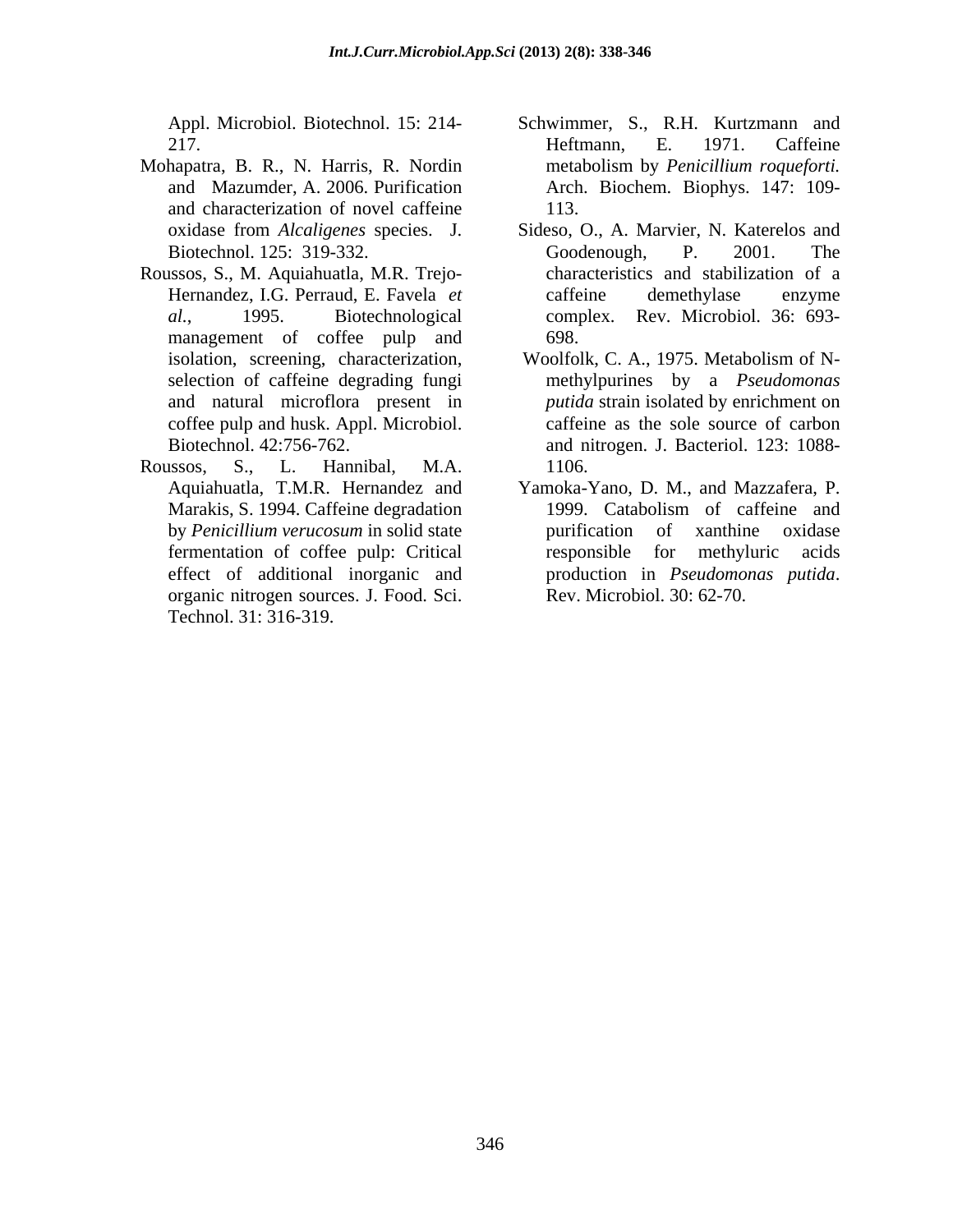Appl. Microbiol. Biotechnol. 15: 214-217.

Mohapatra, B. R., N. Harris, R. Nordin and Mazumder, A. 2006. Purification and characterization of novel caffeine oxidase from *Alcaligenes* species. J. Biotechnol. 125: 319-332.

Roussos, S., M. Aquiahuatla, M.R. Trejo-Hernandez, I.G. Perraud, E. Favela *et al*., 1995. Biotechnological management of coffee pulp and isolation, screening, characterization, selection of caffeine degrading fungi and natural microflora present in coffee pulp and husk. Appl. Microbiol. Biotechnol. 42:756-762.

Roussos, S., L. Hannibal, M.A. Aquiahuatla, T.M.R. Hernandez and Marakis, S. 1994. Caffeine degradation by *Penicillium verucosum* in solid state fermentation of coffee pulp: Critical effect of additional inorganic and organic nitrogen sources. J. Food. Sci. Technol. 31: 316-319.

Schwimmer, S., R.H. Kurtzmann and Heftmann, E. 1971. Caffeine metabolism by *Penicillium roqueforti.* Arch. Biochem. Biophys. 147: 109-113.

Sideso, O., A. Marvier, N. Katerelos and Goodenough, P. 2001. The characteristics and stabilization of a caffeine demethylase enzyme complex. Rev. Microbiol. 36: 693-698.

Woolfolk, C. A., 1975. Metabolism of N-methylpurines by a *Pseudomonas putida* strain isolated by enrichment on caffeine as the sole source of carbon and nitrogen. J. Bacteriol. 123: 1088-1106.

Yamoka-Yano, D. M., and Mazzafera, P. 1999. Catabolism of caffeine and purification of xanthine oxidase responsible for methyluric acids production in *Pseudomonas putida*. Rev. Microbiol. 30: 62-70.